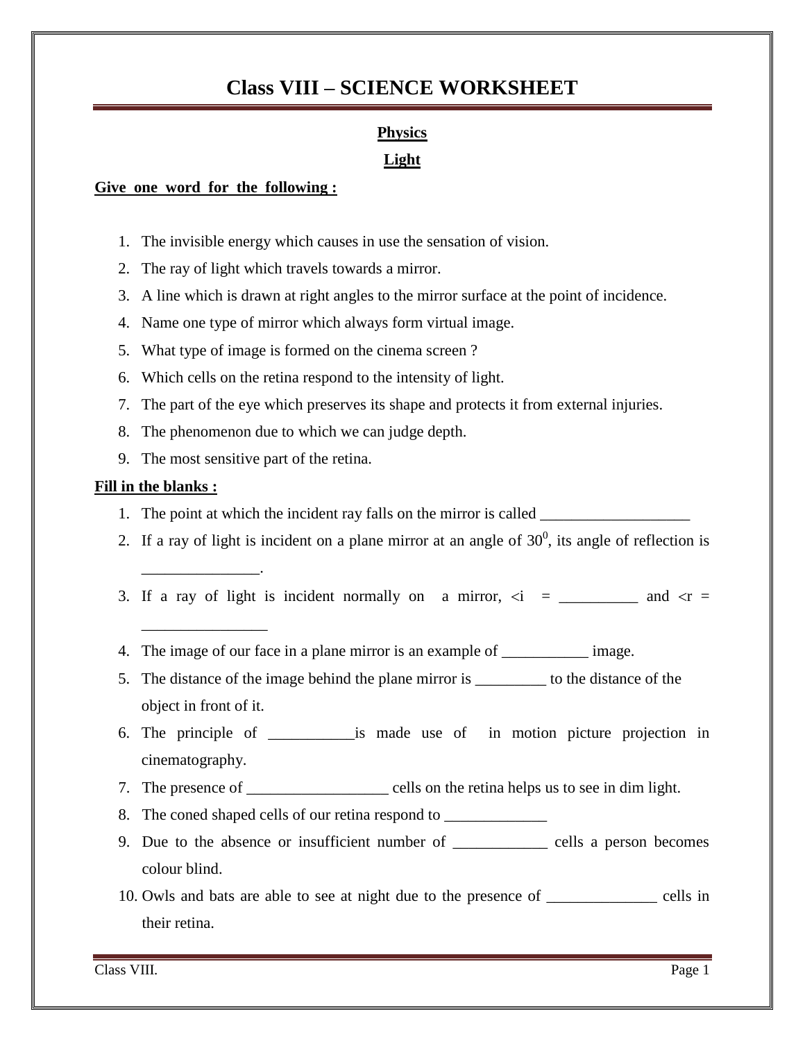# Class VIII – SCIENCE WORKSHEET

## Physics

## Light

**Give one word for the following :**

1. The invisible energy which causes in use the sensation of vision.
2. The ray of light which travels towards a mirror.
3. A line which is drawn at right angles to the mirror surface at the point of incidence.
4. Name one type of mirror which always form virtual image.
5. What type of image is formed on the cinema screen ?
6. Which cells on the retina respond to the intensity of light.
7. The part of the eye which preserves its shape and protects it from external injuries.
8. The phenomenon due to which we can judge depth.
9. The most sensitive part of the retina.

**Fill in the blanks :**

1. The point at which the incident ray falls on the mirror is called ___________________
2. If a ray of light is incident on a plane mirror at an angle of $30^0$, its angle of reflection is _______________.
3. If a ray of light is incident normally on a mirror, <i = __________ and <r = ________________
4. The image of our face in a plane mirror is an example of ___________ image.
5. The distance of the image behind the plane mirror is _________ to the distance of the object in front of it.
6. The principle of ___________is made use of in motion picture projection in cinematography.
7. The presence of __________________ cells on the retina helps us to see in dim light.
8. The coned shaped cells of our retina respond to _____________
9. Due to the absence or insufficient number of ____________ cells a person becomes colour blind.
10. Owls and bats are able to see at night due to the presence of ______________ cells in their retina.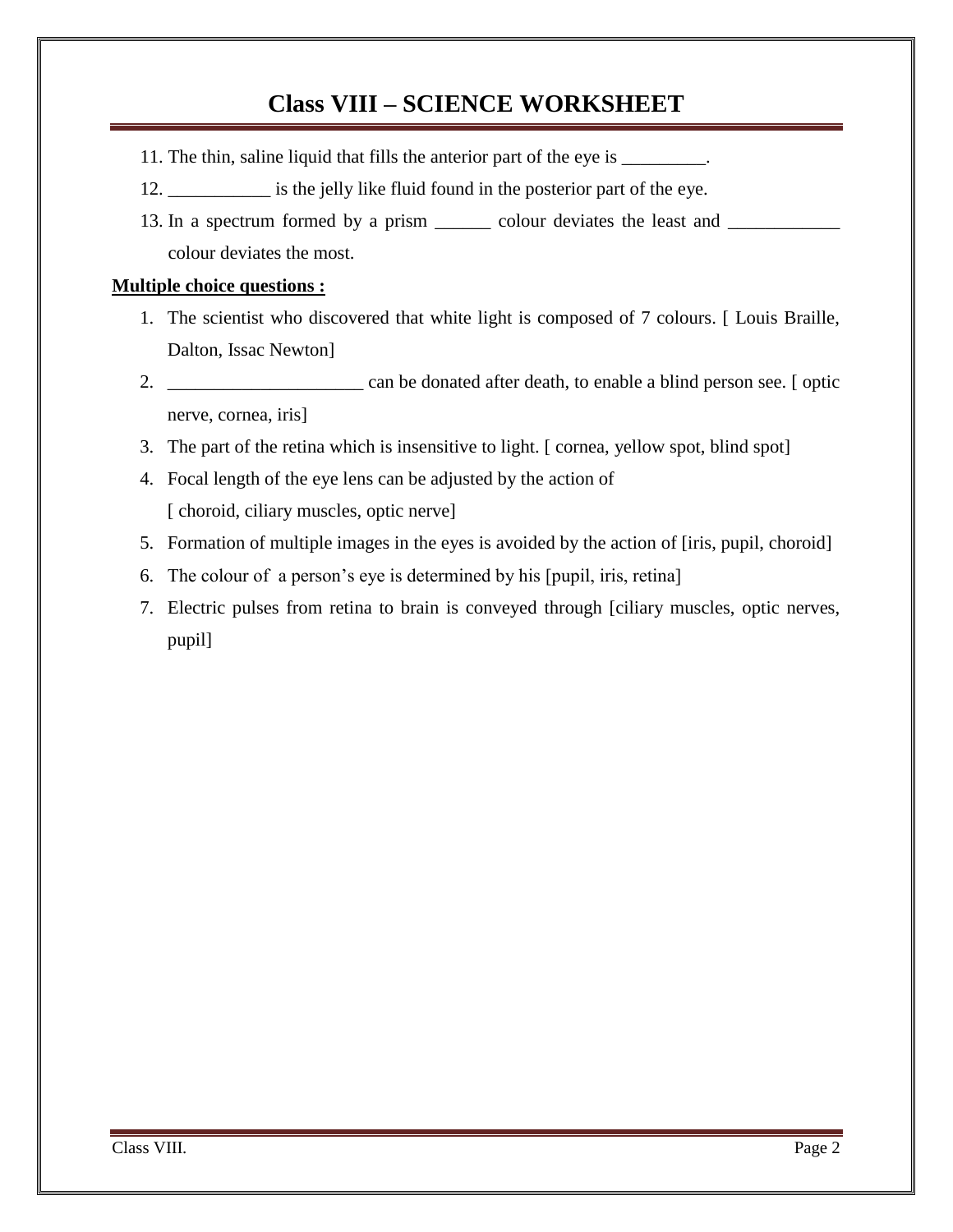# Class VIII – SCIENCE WORKSHEET

11. The thin, saline liquid that fills the anterior part of the eye is _________.
12. ___________ is the jelly like fluid found in the posterior part of the eye.
13. In a spectrum formed by a prism ______ colour deviates the least and ____________ colour deviates the most.

**Multiple choice questions :**

1. The scientist who discovered that white light is composed of 7 colours. [ Louis Braille, Dalton, Issac Newton]
2. _____________________ can be donated after death, to enable a blind person see. [ optic nerve, cornea, iris]
3. The part of the retina which is insensitive to light. [ cornea, yellow spot, blind spot]
4. Focal length of the eye lens can be adjusted by the action of [ choroid, ciliary muscles, optic nerve]
5. Formation of multiple images in the eyes is avoided by the action of [iris, pupil, choroid]
6. The colour of a person's eye is determined by his [pupil, iris, retina]
7. Electric pulses from retina to brain is conveyed through [ciliary muscles, optic nerves, pupil]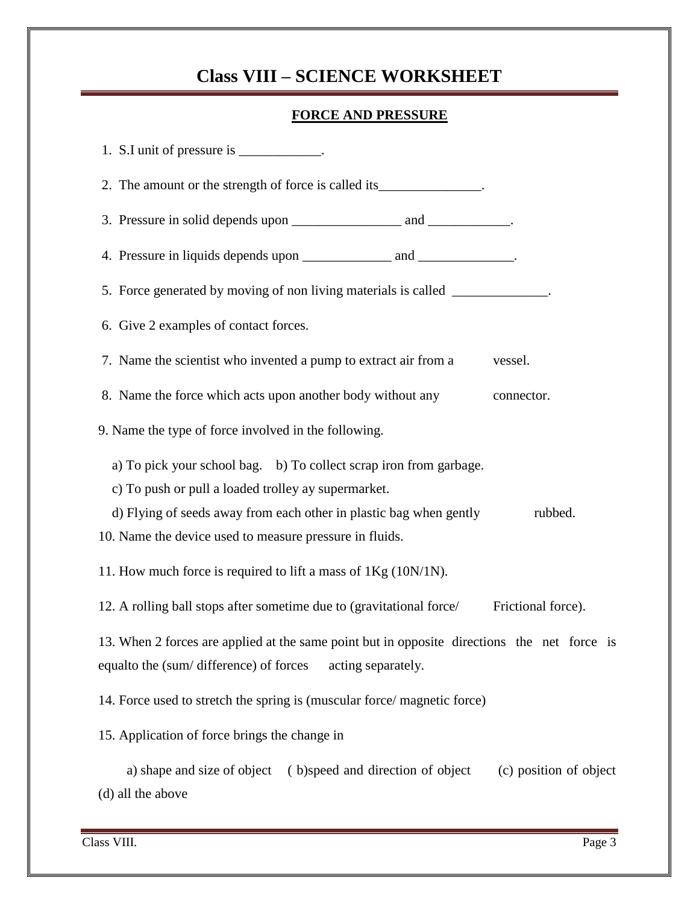# Class VIII – SCIENCE WORKSHEET

## FORCE AND PRESSURE

1. S.I unit of pressure is ____________.
2. The amount or the strength of force is called its_______________.
3. Pressure in solid depends upon ________________ and ____________.
4. Pressure in liquids depends upon _____________ and ______________.
5. Force generated by moving of non living materials is called ______________.
6. Give 2 examples of contact forces.
7. Name the scientist who invented a pump to extract air from a vessel.
8. Name the force which acts upon another body without any connector.

9. Name the type of force involved in the following.

   a) To pick your school bag. b) To collect scrap iron from garbage.

   c) To push or pull a loaded trolley ay supermarket.

   d) Flying of seeds away from each other in plastic bag when gently rubbed.

10. Name the device used to measure pressure in fluids.

11. How much force is required to lift a mass of 1Kg (10N/1N).

12. A rolling ball stops after sometime due to (gravitational force/ Frictional force).

13. When 2 forces are applied at the same point but in opposite directions the net force is equalto the (sum/ difference) of forces acting separately.

14. Force used to stretch the spring is (muscular force/ magnetic force)

15. Application of force brings the change in

    a) shape and size of object ( b)speed and direction of object (c) position of object (d) all the above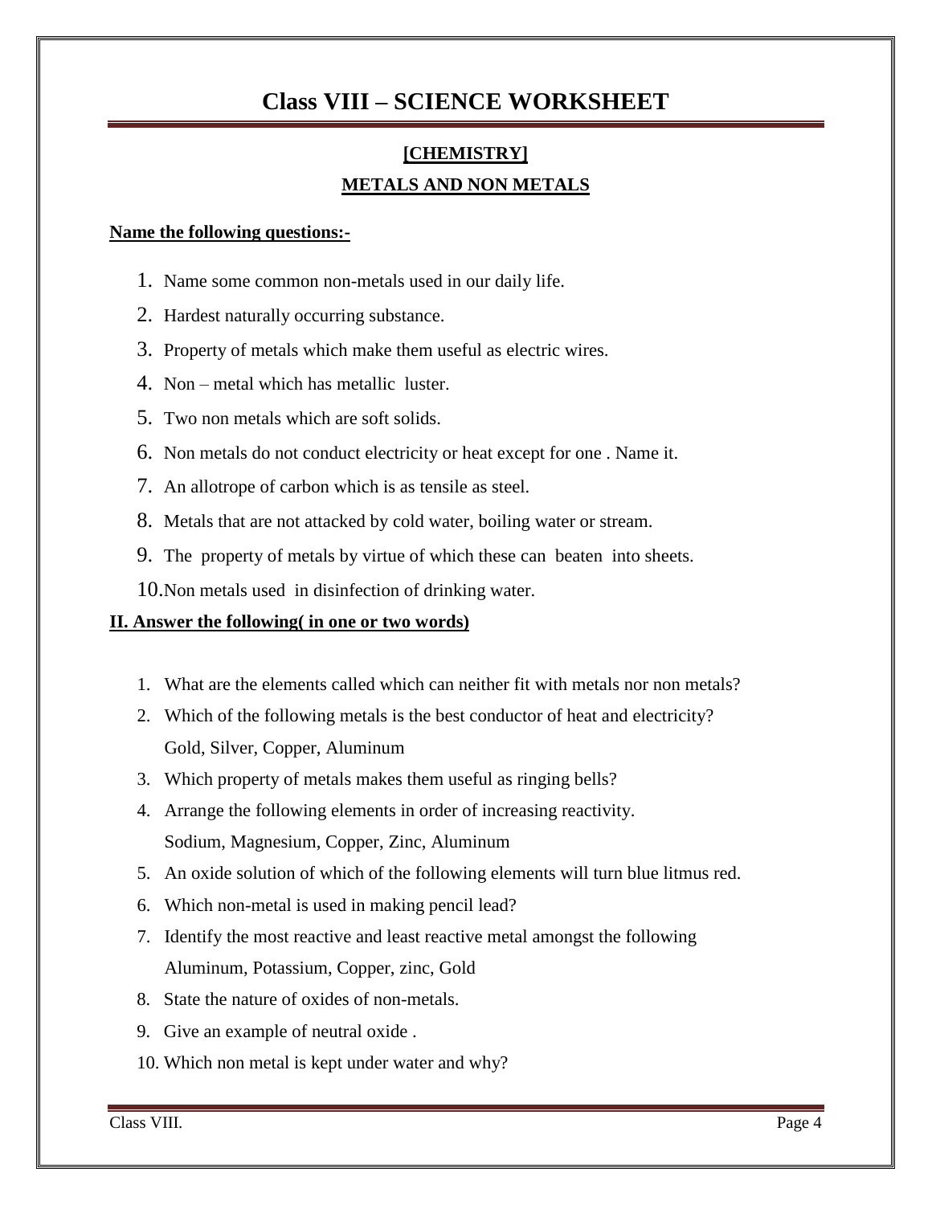# Class VIII – SCIENCE WORKSHEET

## [CHEMISTRY]

## METALS AND NON METALS

**Name the following questions:-**

1. Name some common non-metals used in our daily life.
2. Hardest naturally occurring substance.
3. Property of metals which make them useful as electric wires.
4. Non – metal which has metallic luster.
5. Two non metals which are soft solids.
6. Non metals do not conduct electricity or heat except for one . Name it.
7. An allotrope of carbon which is as tensile as steel.
8. Metals that are not attacked by cold water, boiling water or stream.
9. The property of metals by virtue of which these can beaten into sheets.
10. Non metals used in disinfection of drinking water.

**II. Answer the following( in one or two words)**

1. What are the elements called which can neither fit with metals nor non metals?
2. Which of the following metals is the best conductor of heat and electricity?
   Gold, Silver, Copper, Aluminum
3. Which property of metals makes them useful as ringing bells?
4. Arrange the following elements in order of increasing reactivity.
   Sodium, Magnesium, Copper, Zinc, Aluminum
5. An oxide solution of which of the following elements will turn blue litmus red.
6. Which non-metal is used in making pencil lead?
7. Identify the most reactive and least reactive metal amongst the following
   Aluminum, Potassium, Copper, zinc, Gold
8. State the nature of oxides of non-metals.
9. Give an example of neutral oxide .
10. Which non metal is kept under water and why?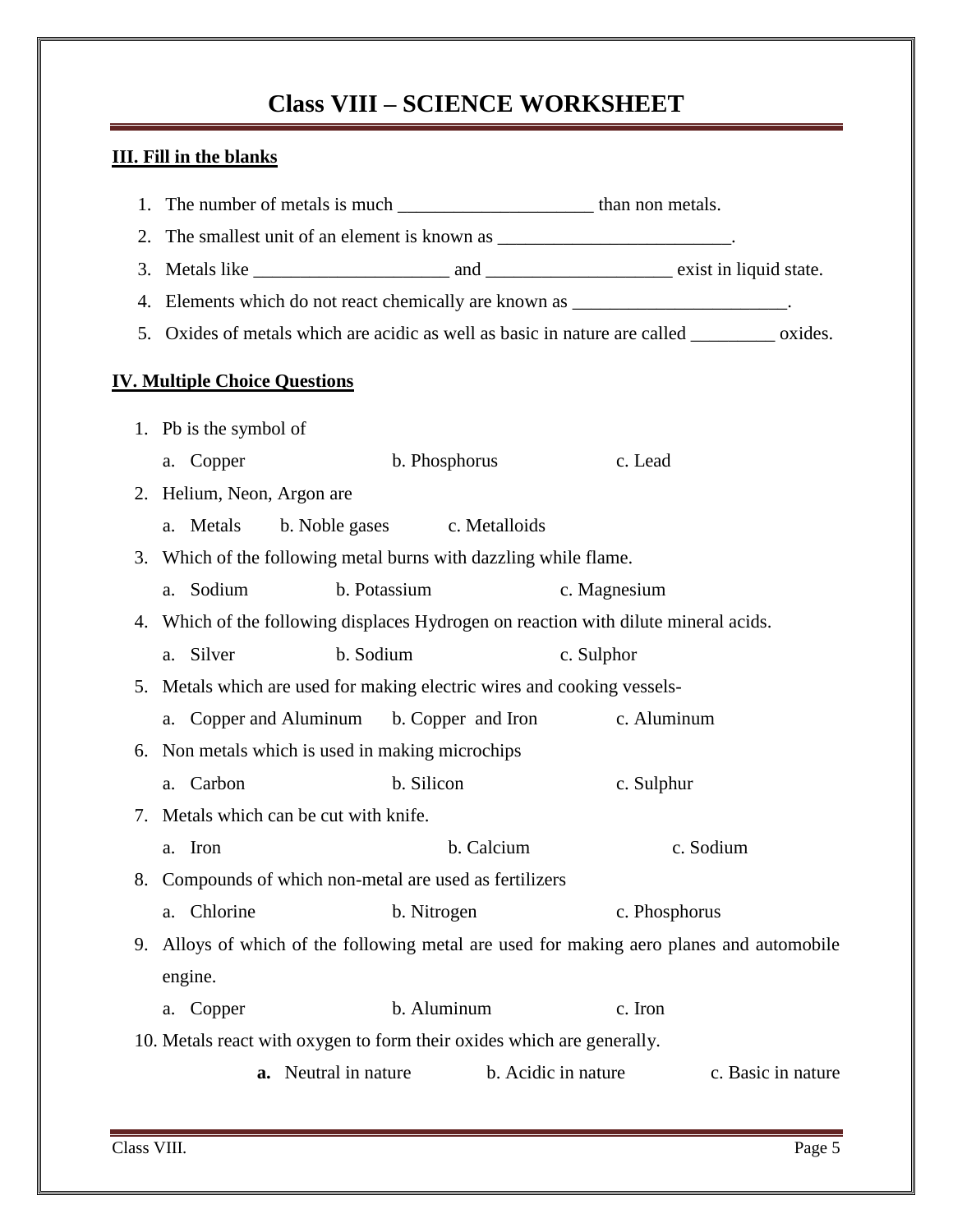# Class VIII – SCIENCE WORKSHEET

**III. Fill in the blanks**

1. The number of metals is much ____________________ than non metals.
2. The smallest unit of an element is known as ________________________.
3. Metals like ____________________ and ___________________ exist in liquid state.
4. Elements which do not react chemically are known as ______________________.
5. Oxides of metals which are acidic as well as basic in nature are called _________ oxides.

**IV. Multiple Choice Questions**

1. Pb is the symbol of
   a. Copper b. Phosphorus c. Lead
2. Helium, Neon, Argon are
   a. Metals b. Noble gases c. Metalloids
3. Which of the following metal burns with dazzling while flame.
   a. Sodium b. Potassium c. Magnesium
4. Which of the following displaces Hydrogen on reaction with dilute mineral acids.
   a. Silver b. Sodium c. Sulphor
5. Metals which are used for making electric wires and cooking vessels-
   a. Copper and Aluminum b. Copper and Iron c. Aluminum
6. Non metals which is used in making microchips
   a. Carbon b. Silicon c. Sulphur
7. Metals which can be cut with knife.
   a. Iron b. Calcium c. Sodium
8. Compounds of which non-metal are used as fertilizers
   a. Chlorine b. Nitrogen c. Phosphorus
9. Alloys of which of the following metal are used for making aero planes and automobile engine.
   a. Copper b. Aluminum c. Iron
10. Metals react with oxygen to form their oxides which are generally.
    **a.** Neutral in nature b. Acidic in nature c. Basic in nature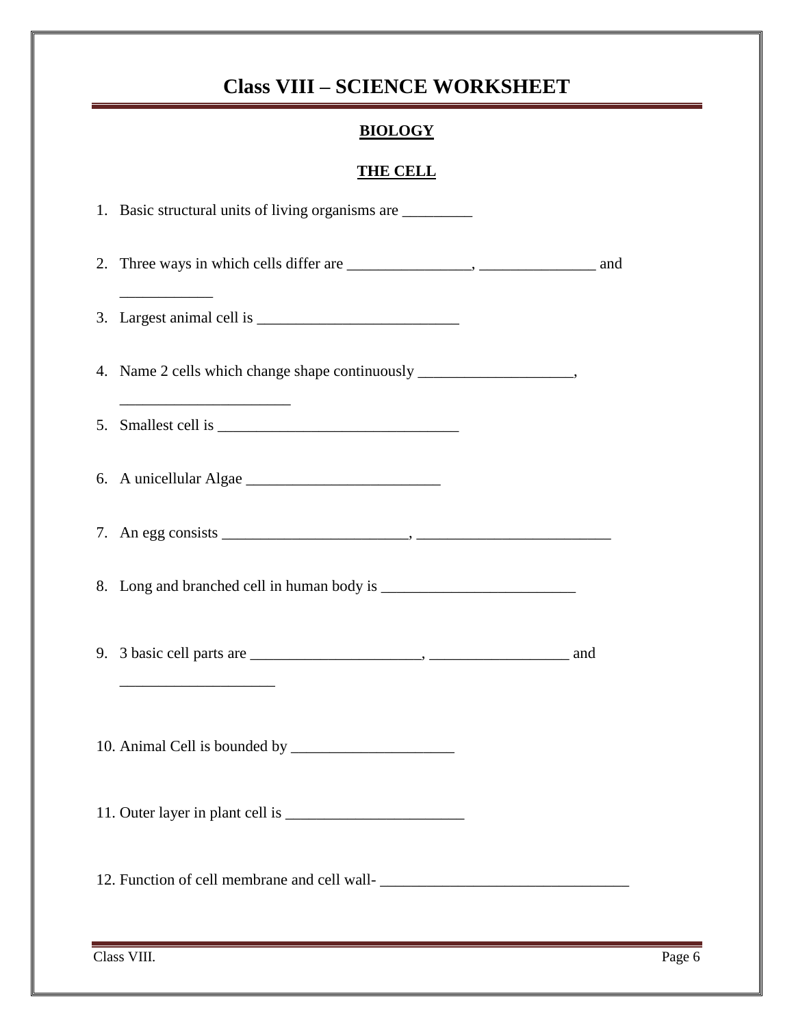# Class VIII – SCIENCE WORKSHEET

## BIOLOGY

### THE CELL

1. Basic structural units of living organisms are _________

2. Three ways in which cells differ are ________________, _______________ and ____________

3. Largest animal cell is __________________________

4. Name 2 cells which change shape continuously ____________________, ______________________

5. Smallest cell is _______________________________

6. A unicellular Algae _________________________

7. An egg consists ________________________, _________________________

8. Long and branched cell in human body is _________________________

9. 3 basic cell parts are ______________________, __________________ and ____________________

10. Animal Cell is bounded by _____________________

11. Outer layer in plant cell is _______________________

12. Function of cell membrane and cell wall- ________________________________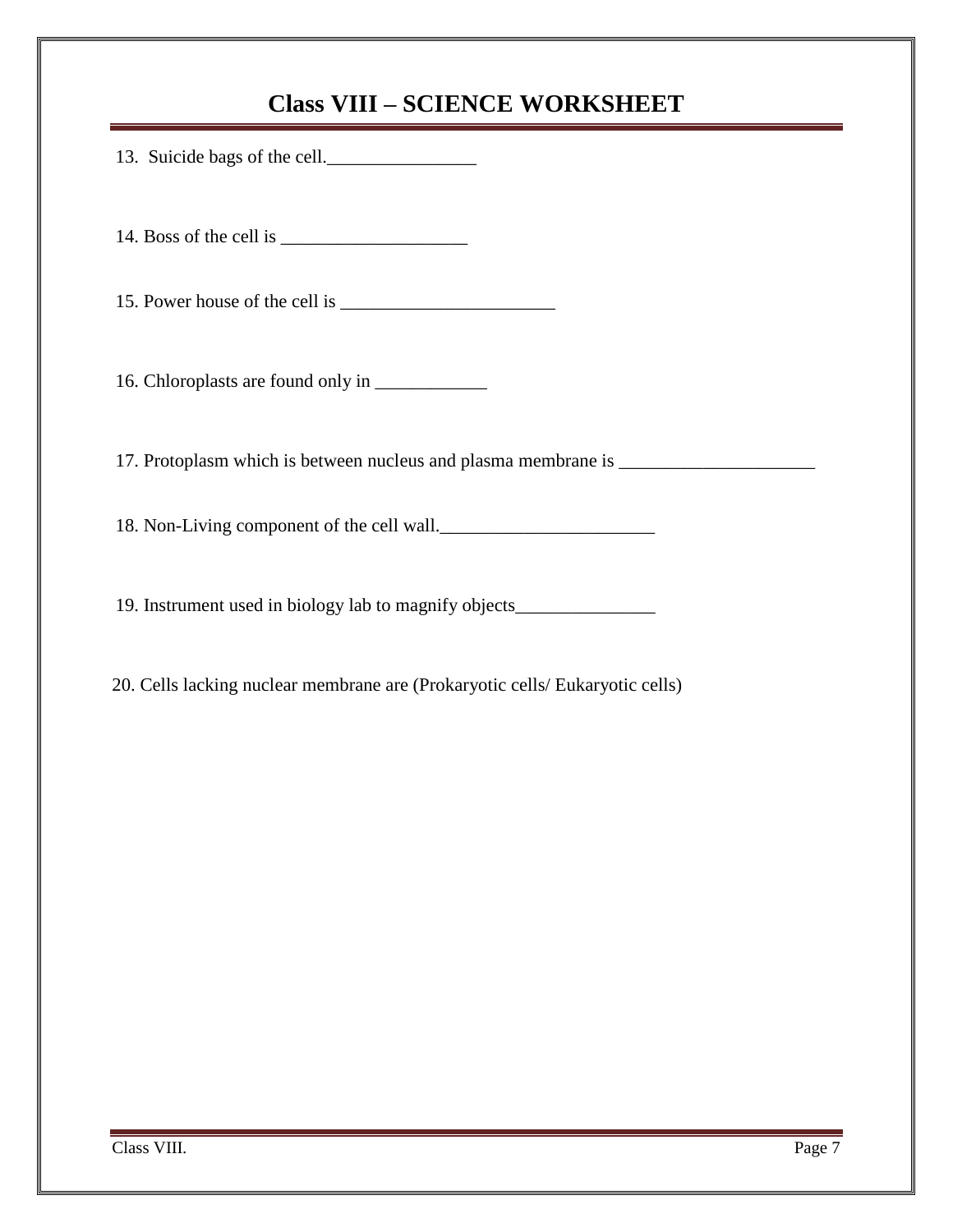# Class VIII – SCIENCE WORKSHEET

13. Suicide bags of the cell.________________

14. Boss of the cell is ____________________

15. Power house of the cell is _______________________

16. Chloroplasts are found only in ____________

17. Protoplasm which is between nucleus and plasma membrane is _____________________

18. Non-Living component of the cell wall._______________________

19. Instrument used in biology lab to magnify objects_______________

20. Cells lacking nuclear membrane are (Prokaryotic cells/ Eukaryotic cells)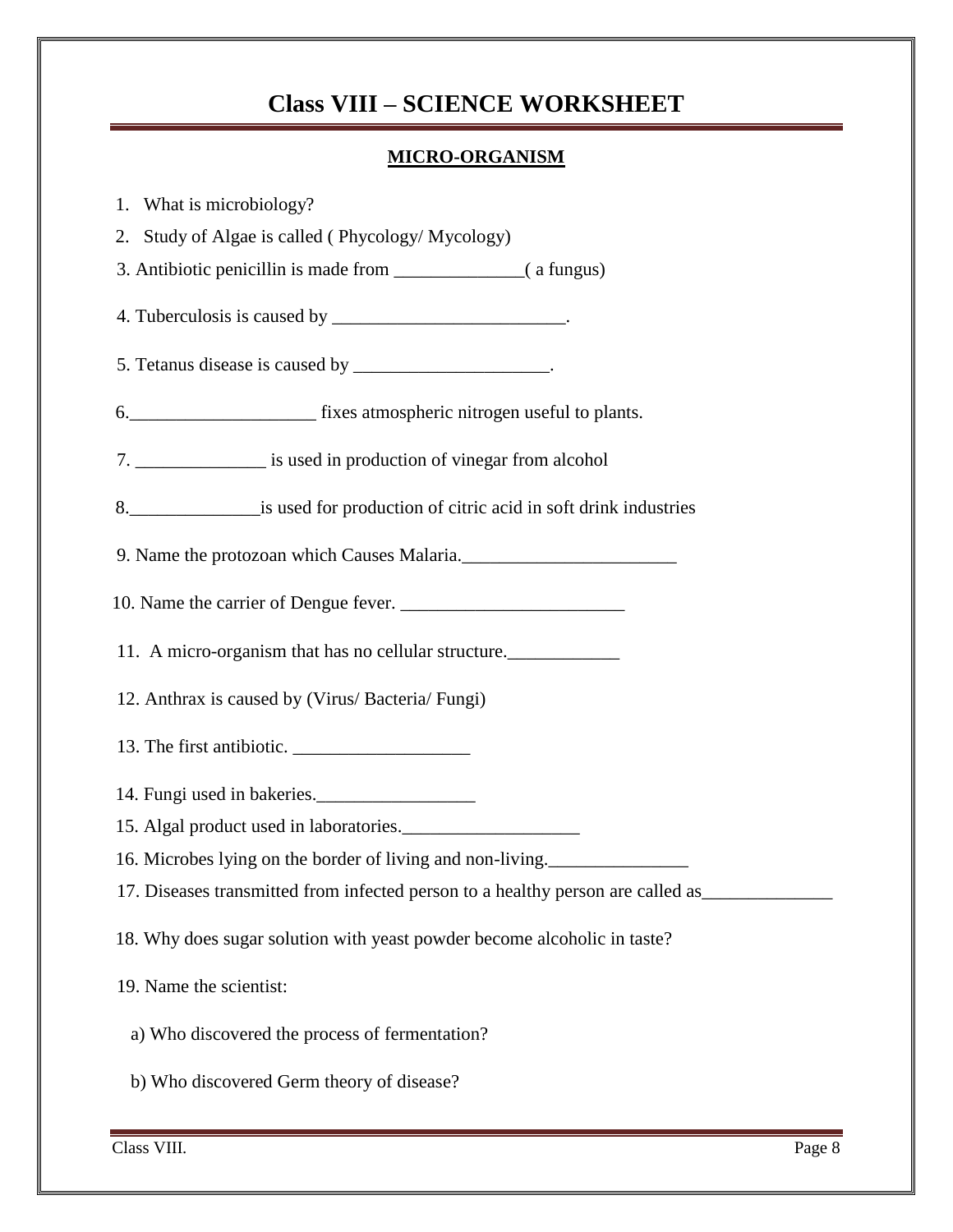# Class VIII – SCIENCE WORKSHEET

## MICRO-ORGANISM

1. What is microbiology?
2. Study of Algae is called ( Phycology/ Mycology)
3. Antibiotic penicillin is made from ______________( a fungus)
4. Tuberculosis is caused by __________________________.
5. Tetanus disease is caused by ______________________.
6. ____________________ fixes atmospheric nitrogen useful to plants.
7. ______________ is used in production of vinegar from alcohol
8. ______________is used for production of citric acid in soft drink industries
9. Name the protozoan which Causes Malaria.________________________
10. Name the carrier of Dengue fever. _________________________
11. A micro-organism that has no cellular structure.____________
12. Anthrax is caused by (Virus/ Bacteria/ Fungi)
13. The first antibiotic. ___________________
14. Fungi used in bakeries._________________
15. Algal product used in laboratories.___________________
16. Microbes lying on the border of living and non-living._______________
17. Diseases transmitted from infected person to a healthy person are called as______________
18. Why does sugar solution with yeast powder become alcoholic in taste?
19. Name the scientist:

    a) Who discovered the process of fermentation?

    b) Who discovered Germ theory of disease?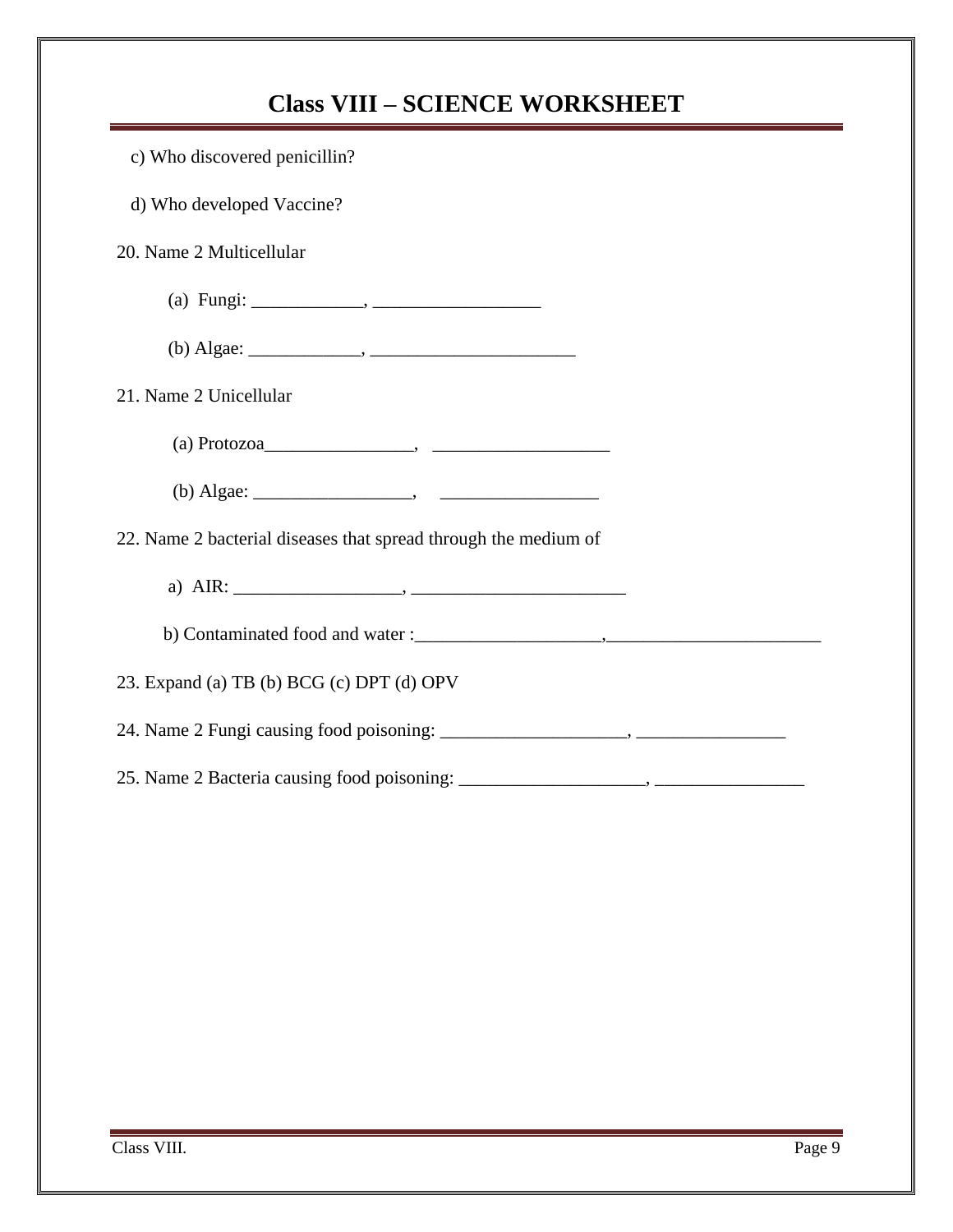c) Who discovered penicillin?

d) Who developed Vaccine?

20. Name 2 Multicellular

(a) Fungi: ____________, __________________

(b) Algae: ____________, ______________________

21. Name 2 Unicellular

(a) Protozoa________________, ___________________

(b) Algae: _________________, _________________

22. Name 2 bacterial diseases that spread through the medium of

a) AIR: __________________, _______________________

b) Contaminated food and water :____________________,_______________________

23. Expand (a) TB (b) BCG (c) DPT (d) OPV

24. Name 2 Fungi causing food poisoning: ____________________, ________________

25. Name 2 Bacteria causing food poisoning: ____________________, ________________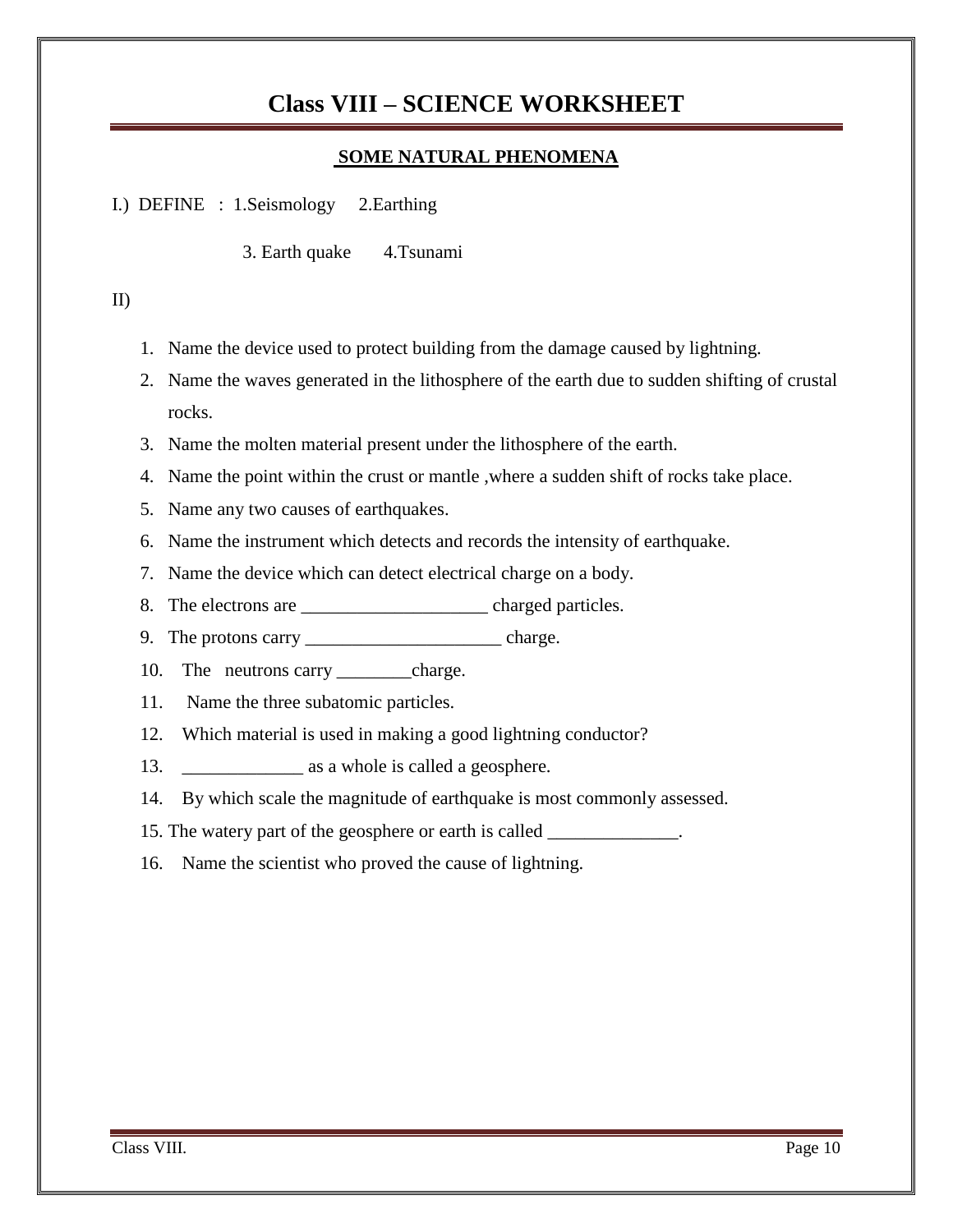# Class VIII – SCIENCE WORKSHEET

## SOME NATURAL PHENOMENA

I.) DEFINE : 1.Seismology 2.Earthing

3. Earth quake 4.Tsunami

II)

1. Name the device used to protect building from the damage caused by lightning.
2. Name the waves generated in the lithosphere of the earth due to sudden shifting of crustal rocks.
3. Name the molten material present under the lithosphere of the earth.
4. Name the point within the crust or mantle ,where a sudden shift of rocks take place.
5. Name any two causes of earthquakes.
6. Name the instrument which detects and records the intensity of earthquake.
7. Name the device which can detect electrical charge on a body.
8. The electrons are ____________________ charged particles.
9. The protons carry _____________________ charge.
10. The neutrons carry ________charge.
11. Name the three subatomic particles.
12. Which material is used in making a good lightning conductor?
13. _____________ as a whole is called a geosphere.
14. By which scale the magnitude of earthquake is most commonly assessed.
15. The watery part of the geosphere or earth is called ______________.
16. Name the scientist who proved the cause of lightning.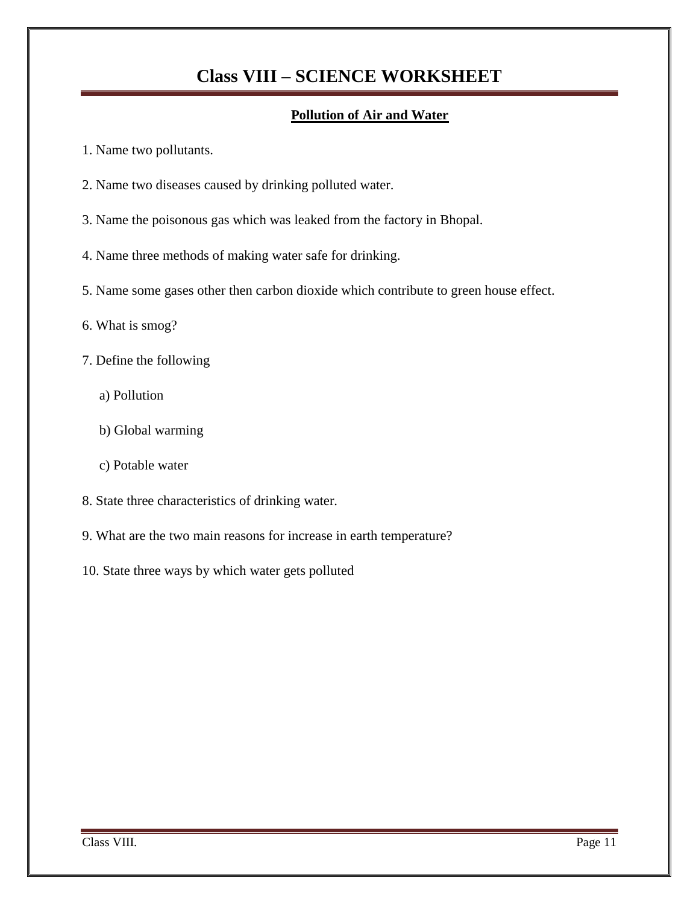# Class VIII – SCIENCE WORKSHEET

## Pollution of Air and Water

1. Name two pollutants.

2. Name two diseases caused by drinking polluted water.

3. Name the poisonous gas which was leaked from the factory in Bhopal.

4. Name three methods of making water safe for drinking.

5. Name some gases other then carbon dioxide which contribute to green house effect.

6. What is smog?

7. Define the following

    a) Pollution

    b) Global warming

    c) Potable water

8. State three characteristics of drinking water.

9. What are the two main reasons for increase in earth temperature?

10. State three ways by which water gets polluted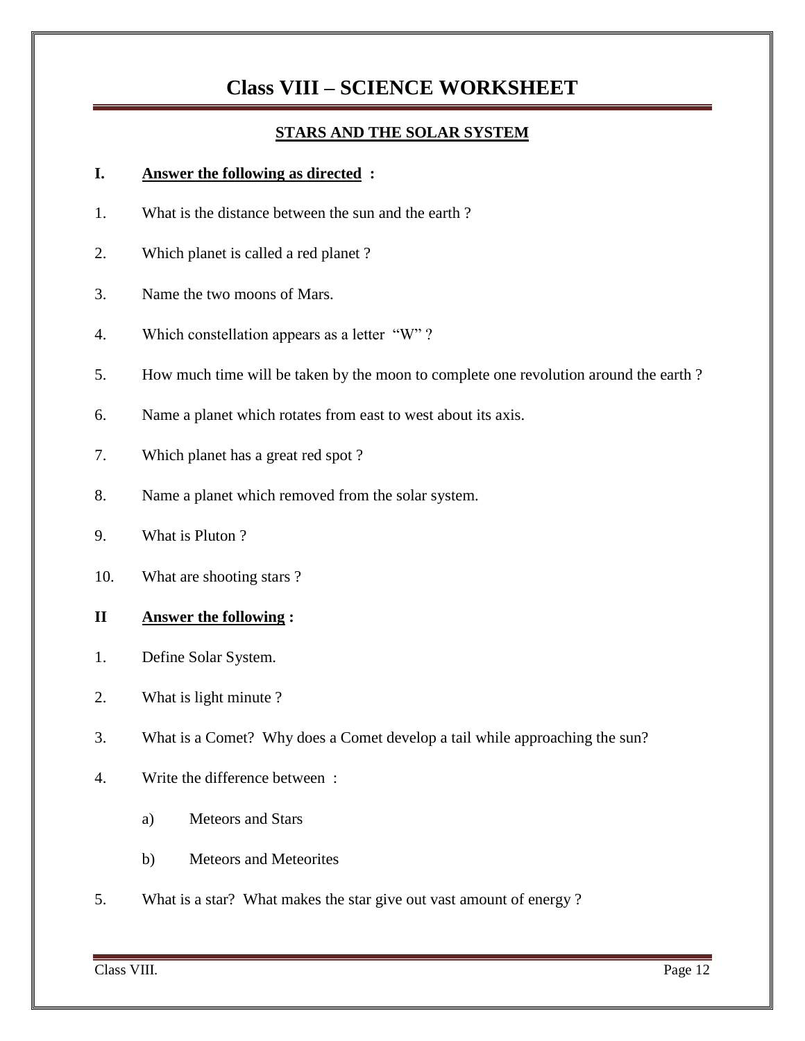# Class VIII – SCIENCE WORKSHEET

## STARS AND THE SOLAR SYSTEM

**I. Answer the following as directed :**

1. What is the distance between the sun and the earth ?
2. Which planet is called a red planet ?
3. Name the two moons of Mars.
4. Which constellation appears as a letter "W" ?
5. How much time will be taken by the moon to complete one revolution around the earth ?
6. Name a planet which rotates from east to west about its axis.
7. Which planet has a great red spot ?
8. Name a planet which removed from the solar system.
9. What is Pluton ?
10. What are shooting stars ?

**II Answer the following :**

1. Define Solar System.
2. What is light minute ?
3. What is a Comet? Why does a Comet develop a tail while approaching the sun?
4. Write the difference between :
   a) Meteors and Stars
   b) Meteors and Meteorites
5. What is a star? What makes the star give out vast amount of energy ?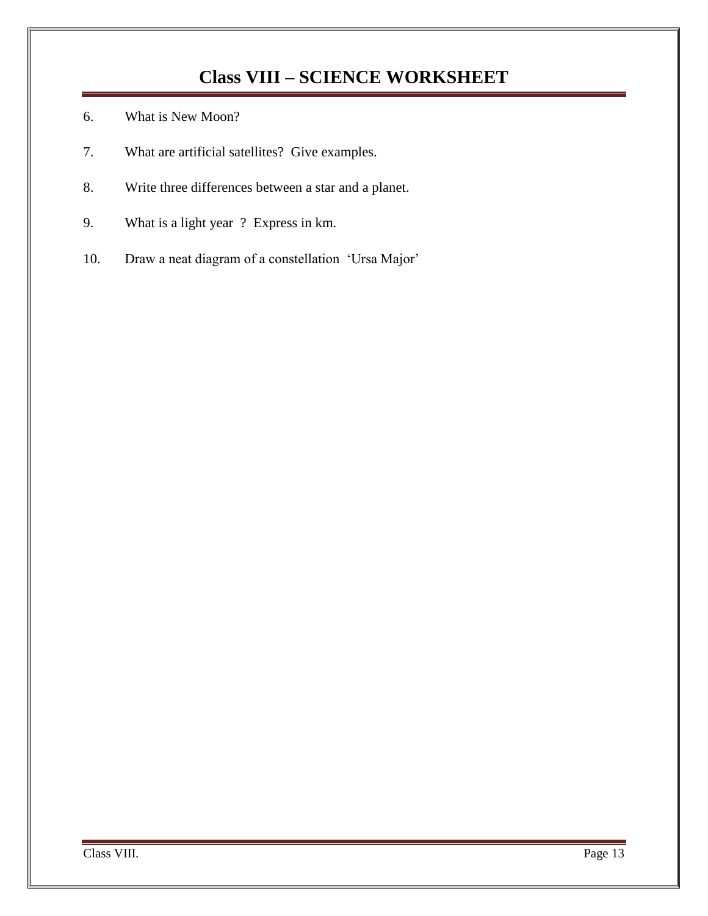# Class VIII – SCIENCE WORKSHEET

6. What is New Moon?

7. What are artificial satellites? Give examples.

8. Write three differences between a star and a planet.

9. What is a light year ? Express in km.

10. Draw a neat diagram of a constellation 'Ursa Major'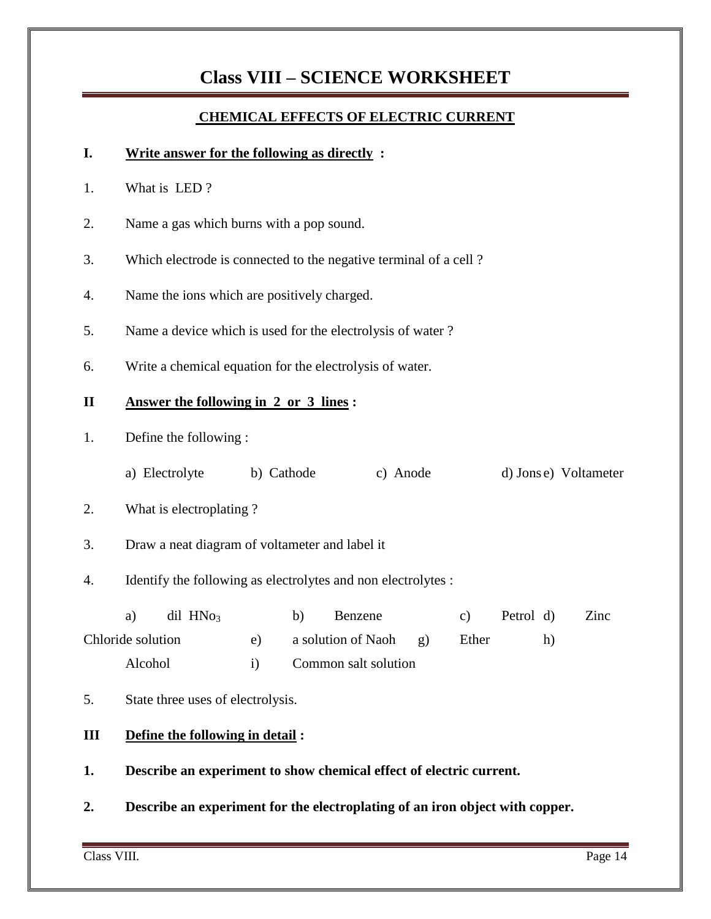# Class VIII – SCIENCE WORKSHEET

## CHEMICAL EFFECTS OF ELECTRIC CURRENT

**I. Write answer for the following as directly :**

1. What is LED ?
2. Name a gas which burns with a pop sound.
3. Which electrode is connected to the negative terminal of a cell ?
4. Name the ions which are positively charged.
5. Name a device which is used for the electrolysis of water ?
6. Write a chemical equation for the electrolysis of water.

**II Answer the following in 2 or 3 lines :**

1. Define the following :

   a) Electrolyte b) Cathode c) Anode d) Jons e) Voltameter

2. What is electroplating ?
3. Draw a neat diagram of voltameter and label it
4. Identify the following as electrolytes and non electrolytes :

   a) dil $HNo_3$ b) Benzene c) Petrol d) Zinc Chloride solution e) a solution of Naoh g) Ether h) Alcohol i) Common salt solution

5. State three uses of electrolysis.

**III Define the following in detail :**

**1. Describe an experiment to show chemical effect of electric current.**

**2. Describe an experiment for the electroplating of an iron object with copper.**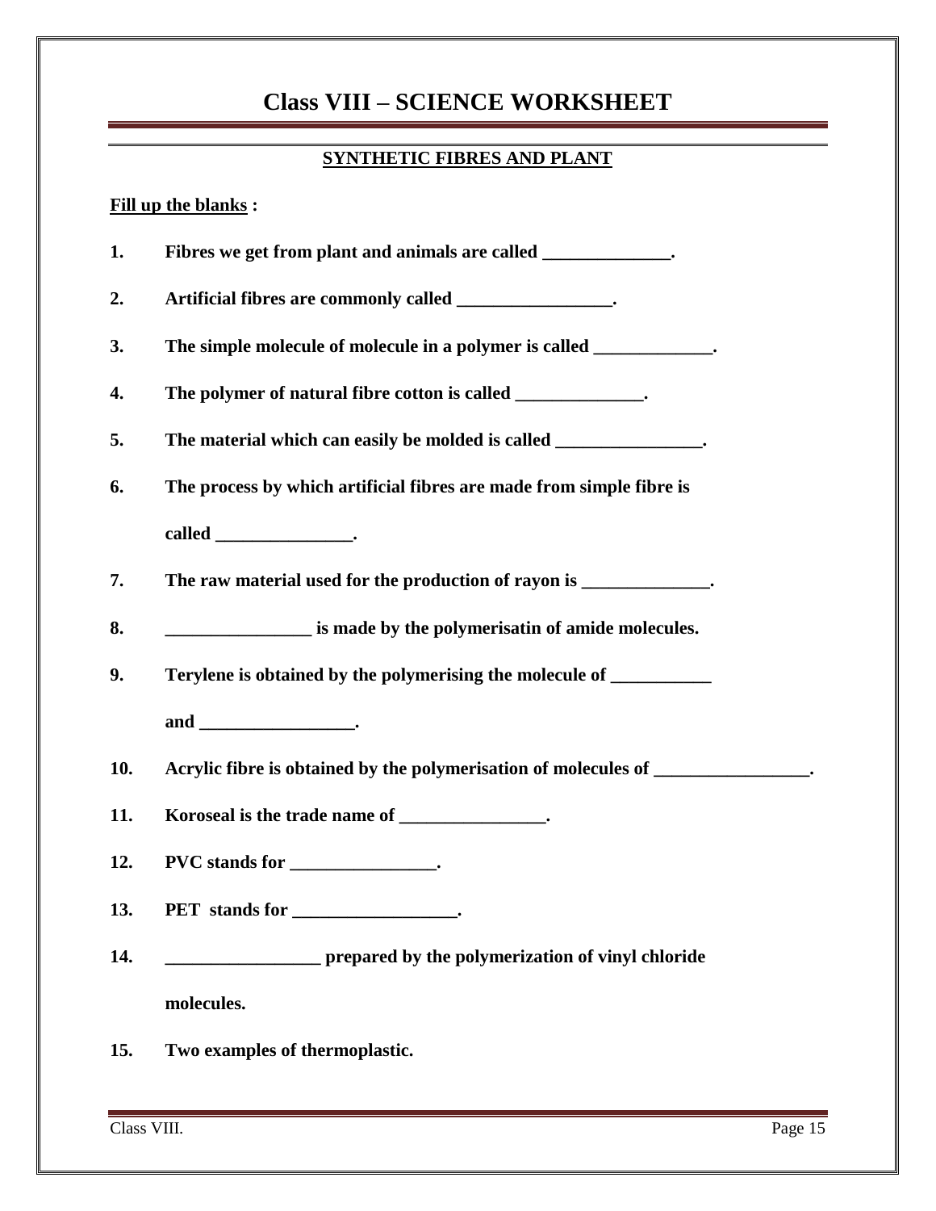# Class VIII – SCIENCE WORKSHEET

## SYNTHETIC FIBRES AND PLANT

**Fill up the blanks :**

1. **Fibres we get from plant and animals are called ______________.**
2. **Artificial fibres are commonly called _________________.**
3. **The simple molecule of molecule in a polymer is called _____________.**
4. **The polymer of natural fibre cotton is called ______________.**
5. **The material which can easily be molded is called ________________.**
6. **The process by which artificial fibres are made from simple fibre is called _______________.**
7. **The raw material used for the production of rayon is ______________.**
8. **________________ is made by the polymerisatin of amide molecules.**
9. **Terylene is obtained by the polymerising the molecule of ___________ and _________________.**
10. **Acrylic fibre is obtained by the polymerisation of molecules of _________________.**
11. **Koroseal is the trade name of ________________.**
12. **PVC stands for ________________.**
13. **PET stands for __________________.**
14. **_________________ prepared by the polymerization of vinyl chloride molecules.**
15. **Two examples of thermoplastic.**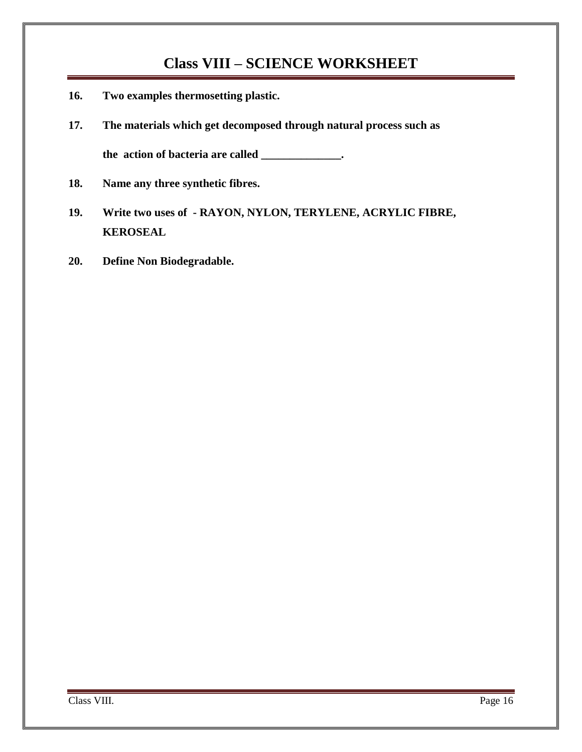# Class VIII – SCIENCE WORKSHEET

**16. Two examples thermosetting plastic.**

**17. The materials which get decomposed through natural process such as the action of bacteria are called ______________.**

**18. Name any three synthetic fibres.**

**19. Write two uses of - RAYON, NYLON, TERYLENE, ACRYLIC FIBRE, KEROSEAL**

**20. Define Non Biodegradable.**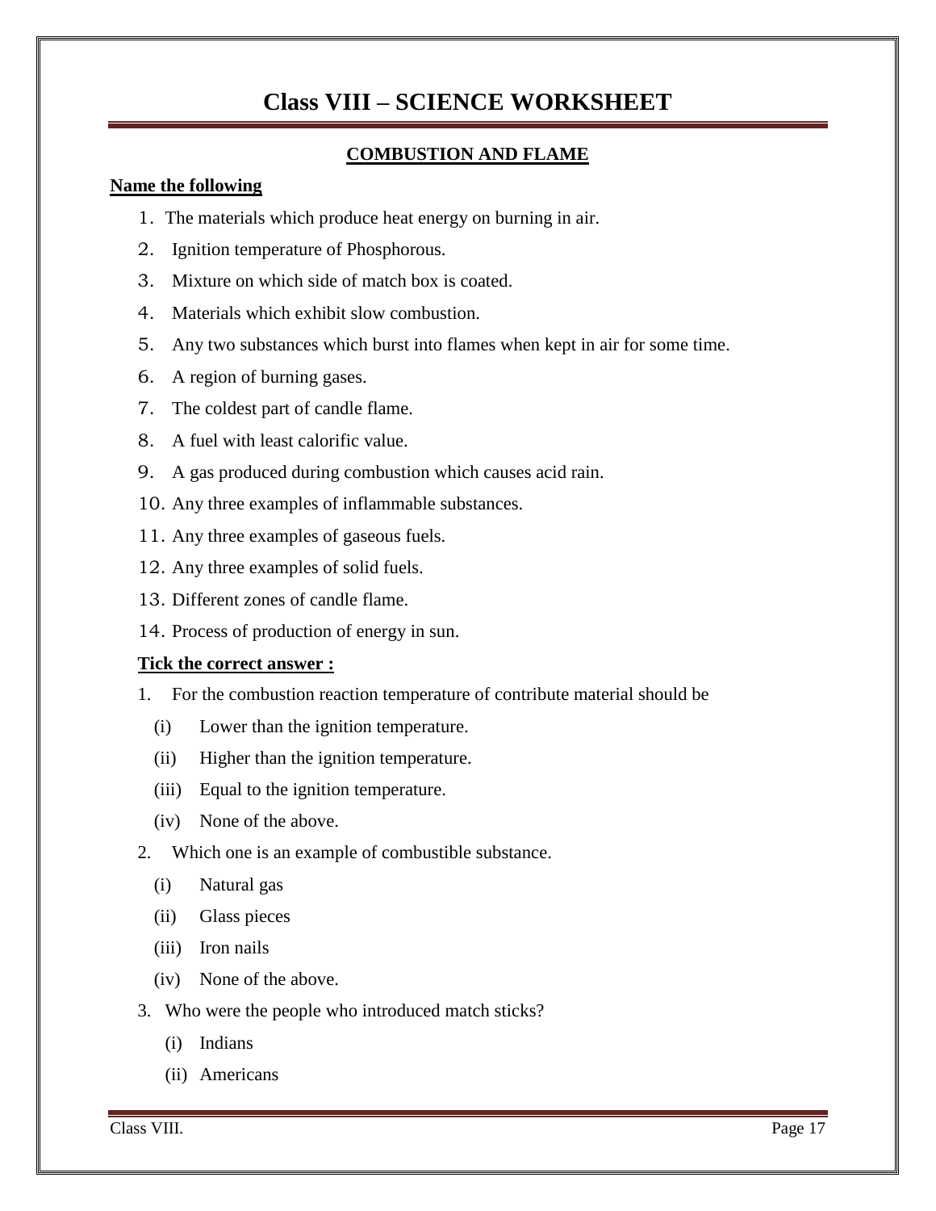# Class VIII – SCIENCE WORKSHEET

## COMBUSTION AND FLAME

**Name the following**

1. The materials which produce heat energy on burning in air.
2. Ignition temperature of Phosphorous.
3. Mixture on which side of match box is coated.
4. Materials which exhibit slow combustion.
5. Any two substances which burst into flames when kept in air for some time.
6. A region of burning gases.
7. The coldest part of candle flame.
8. A fuel with least calorific value.
9. A gas produced during combustion which causes acid rain.
10. Any three examples of inflammable substances.
11. Any three examples of gaseous fuels.
12. Any three examples of solid fuels.
13. Different zones of candle flame.
14. Process of production of energy in sun.

**Tick the correct answer :**

1. For the combustion reaction temperature of contribute material should be
   - (i) Lower than the ignition temperature.
   - (ii) Higher than the ignition temperature.
   - (iii) Equal to the ignition temperature.
   - (iv) None of the above.
2. Which one is an example of combustible substance.
   - (i) Natural gas
   - (ii) Glass pieces
   - (iii) Iron nails
   - (iv) None of the above.
3. Who were the people who introduced match sticks?
   - (i) Indians
   - (ii) Americans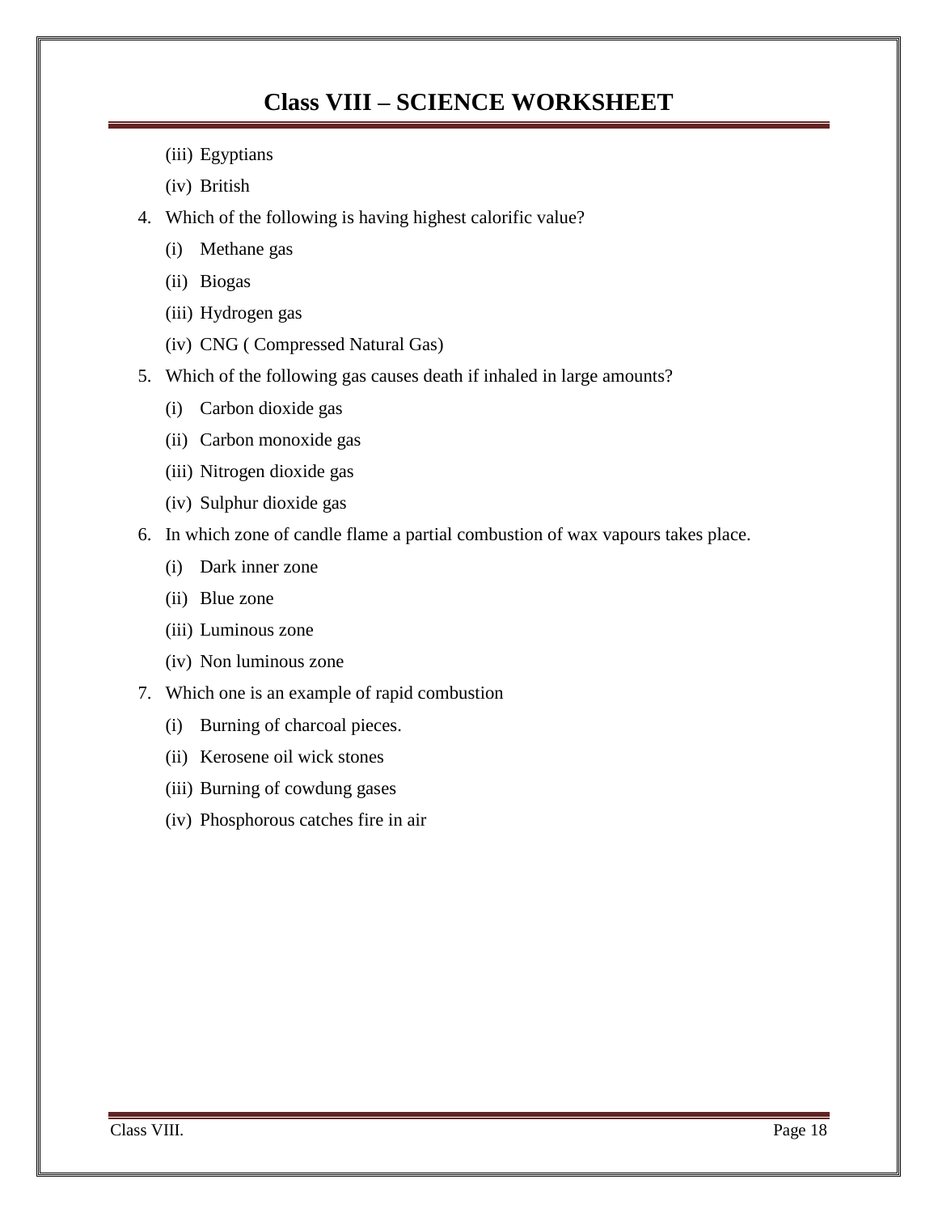(iii) Egyptians

(iv) British

4. Which of the following is having highest calorific value?
   (i) Methane gas
   (ii) Biogas
   (iii) Hydrogen gas
   (iv) CNG ( Compressed Natural Gas)
5. Which of the following gas causes death if inhaled in large amounts?
   (i) Carbon dioxide gas
   (ii) Carbon monoxide gas
   (iii) Nitrogen dioxide gas
   (iv) Sulphur dioxide gas
6. In which zone of candle flame a partial combustion of wax vapours takes place.
   (i) Dark inner zone
   (ii) Blue zone
   (iii) Luminous zone
   (iv) Non luminous zone
7. Which one is an example of rapid combustion
   (i) Burning of charcoal pieces.
   (ii) Kerosene oil wick stones
   (iii) Burning of cowdung gases
   (iv) Phosphorous catches fire in air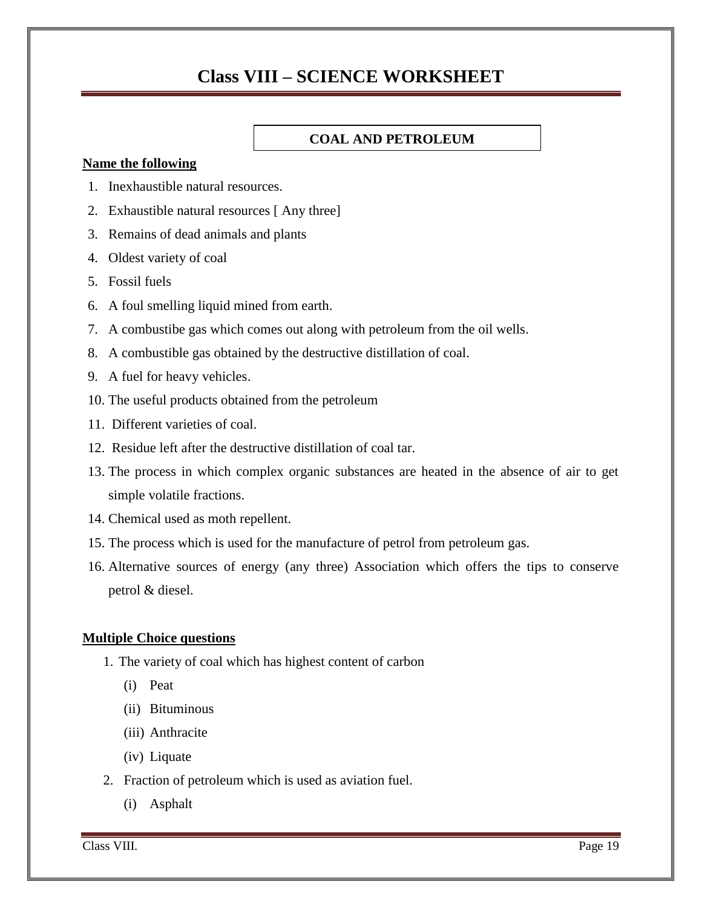# Class VIII – SCIENCE WORKSHEET

## COAL AND PETROLEUM

**Name the following**

1. Inexhaustible natural resources.
2. Exhaustible natural resources [ Any three]
3. Remains of dead animals and plants
4. Oldest variety of coal
5. Fossil fuels
6. A foul smelling liquid mined from earth.
7. A combustibe gas which comes out along with petroleum from the oil wells.
8. A combustible gas obtained by the destructive distillation of coal.
9. A fuel for heavy vehicles.
10. The useful products obtained from the petroleum
11. Different varieties of coal.
12. Residue left after the destructive distillation of coal tar.
13. The process in which complex organic substances are heated in the absence of air to get simple volatile fractions.
14. Chemical used as moth repellent.
15. The process which is used for the manufacture of petrol from petroleum gas.
16. Alternative sources of energy (any three) Association which offers the tips to conserve petrol & diesel.

**Multiple Choice questions**

1. The variety of coal which has highest content of carbon
   (i) Peat
   (ii) Bituminous
   (iii) Anthracite
   (iv) Liquate
2. Fraction of petroleum which is used as aviation fuel.
   (i) Asphalt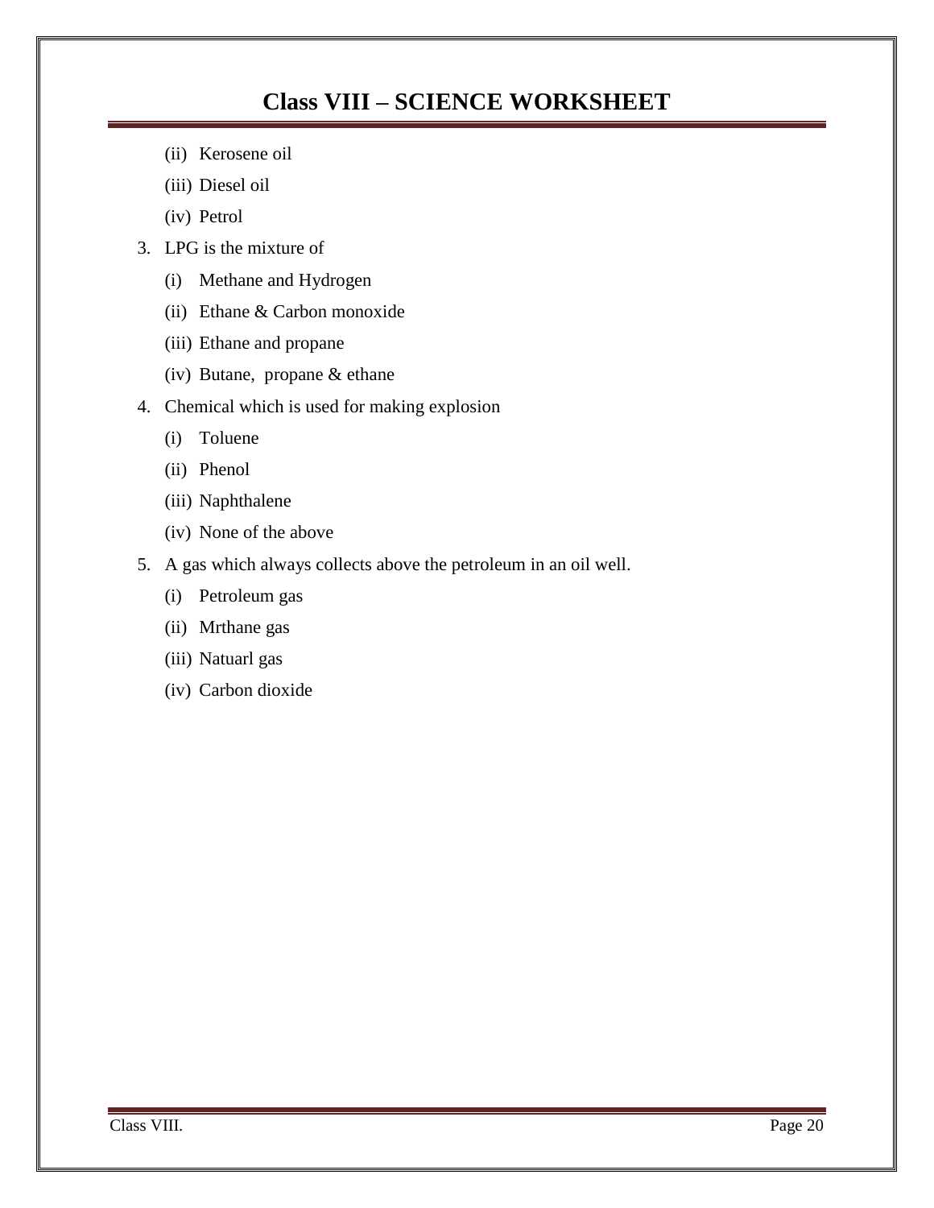(ii) Kerosene oil

(iii) Diesel oil

(iv) Petrol

3. LPG is the mixture of

   (i) Methane and Hydrogen

   (ii) Ethane & Carbon monoxide

   (iii) Ethane and propane

   (iv) Butane, propane & ethane

4. Chemical which is used for making explosion

   (i) Toluene

   (ii) Phenol

   (iii) Naphthalene

   (iv) None of the above

5. A gas which always collects above the petroleum in an oil well.

   (i) Petroleum gas

   (ii) Mrthane gas

   (iii) Natuarl gas

   (iv) Carbon dioxide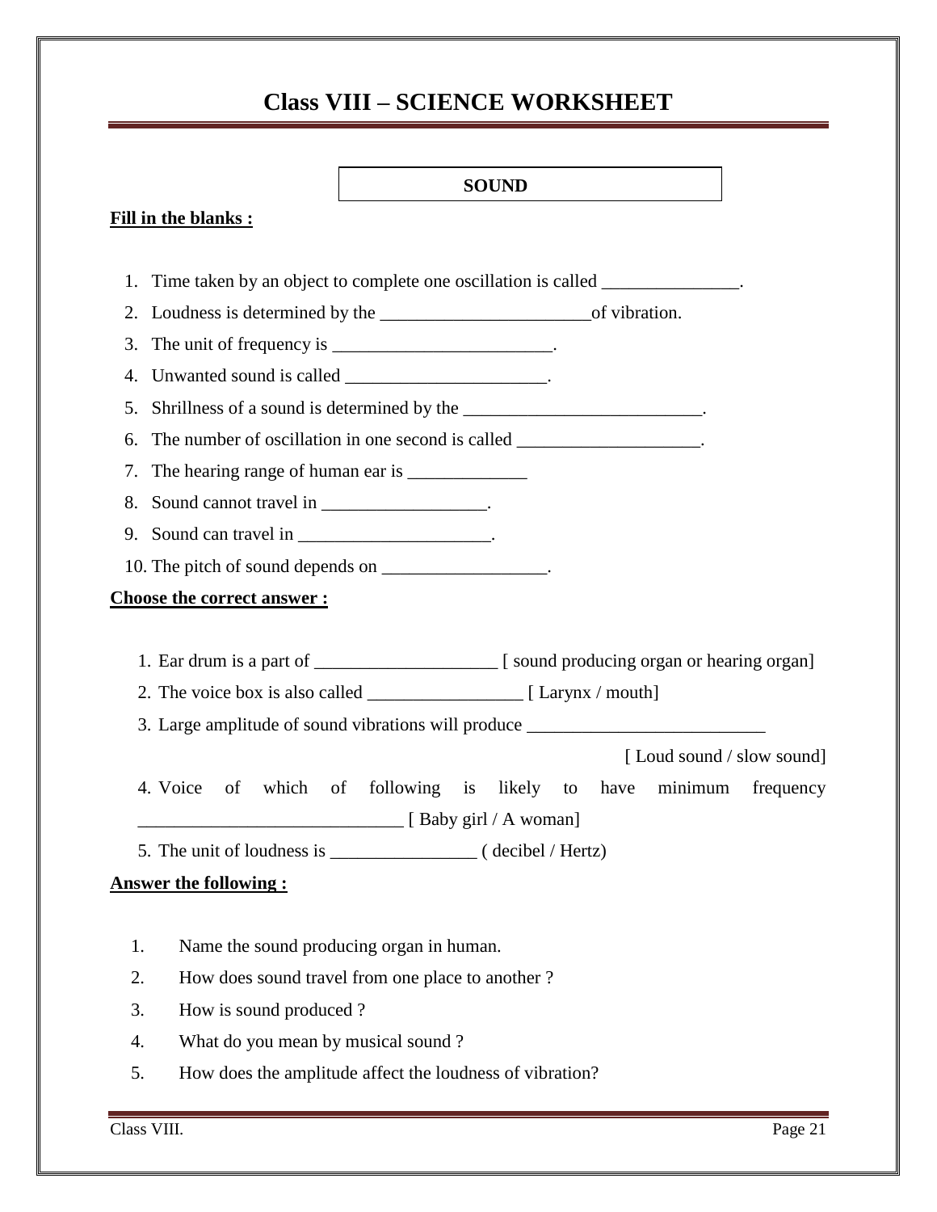# Class VIII – SCIENCE WORKSHEET

**SOUND**

**Fill in the blanks :**

1. Time taken by an object to complete one oscillation is called _______________.
2. Loudness is determined by the _______________________of vibration.
3. The unit of frequency is ________________________.
4. Unwanted sound is called ______________________.
5. Shrillness of a sound is determined by the __________________________.
6. The number of oscillation in one second is called ____________________.
7. The hearing range of human ear is _____________
8. Sound cannot travel in __________________.
9. Sound can travel in _____________________.
10. The pitch of sound depends on __________________.

**Choose the correct answer :**

1. Ear drum is a part of ____________________ [ sound producing organ or hearing organ]
2. The voice box is also called _________________ [ Larynx / mouth]
3. Large amplitude of sound vibrations will produce __________________________ [ Loud sound / slow sound]
4. Voice of which of following is likely to have minimum frequency _____________________________ [ Baby girl / A woman]
5. The unit of loudness is ________________ ( decibel / Hertz)

**Answer the following :**

1. Name the sound producing organ in human.
2. How does sound travel from one place to another ?
3. How is sound produced ?
4. What do you mean by musical sound ?
5. How does the amplitude affect the loudness of vibration?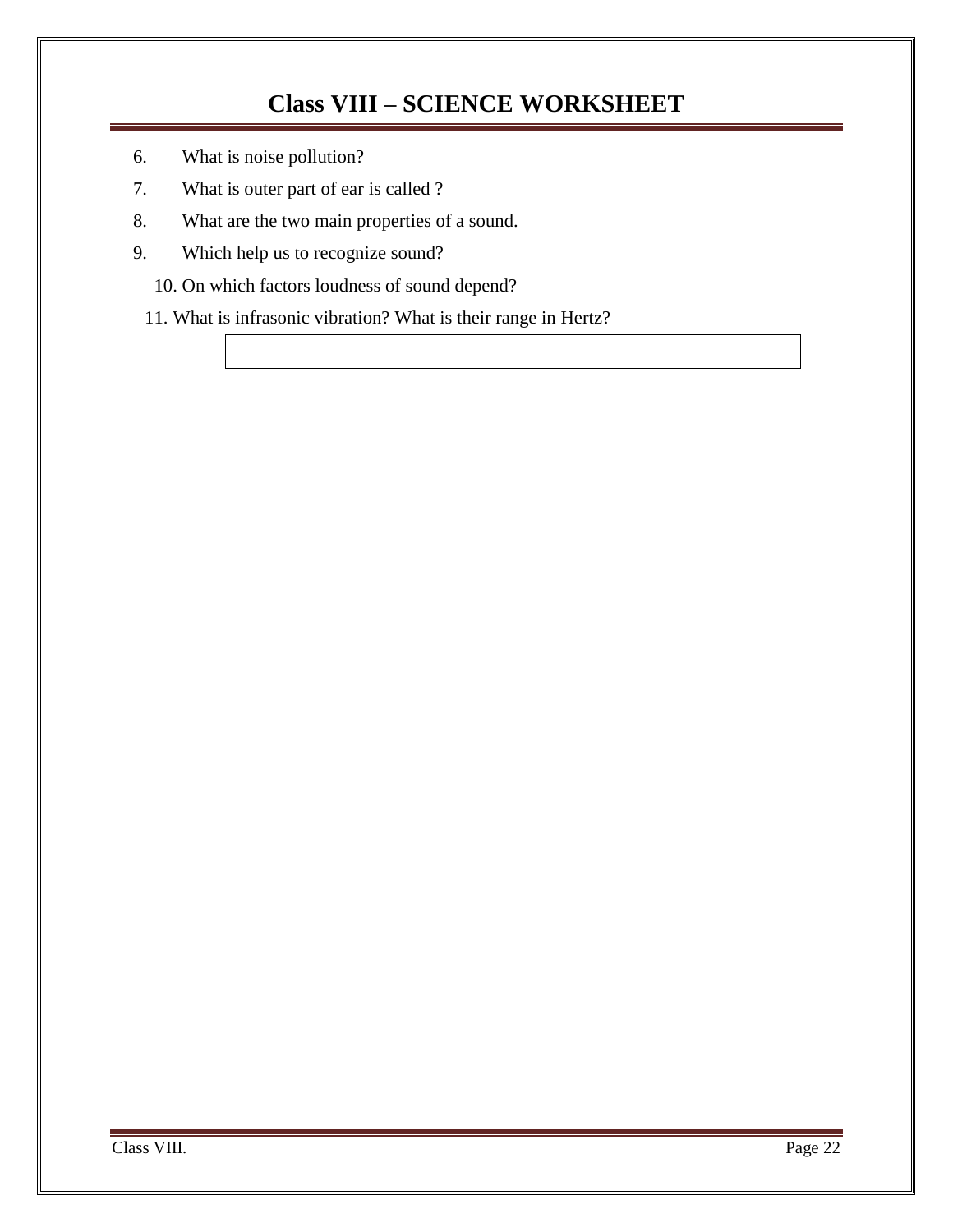# Class VIII – SCIENCE WORKSHEET

6. What is noise pollution?
7. What is outer part of ear is called ?
8. What are the two main properties of a sound.
9. Which help us to recognize sound?
10. On which factors loudness of sound depend?
11. What is infrasonic vibration? What is their range in Hertz?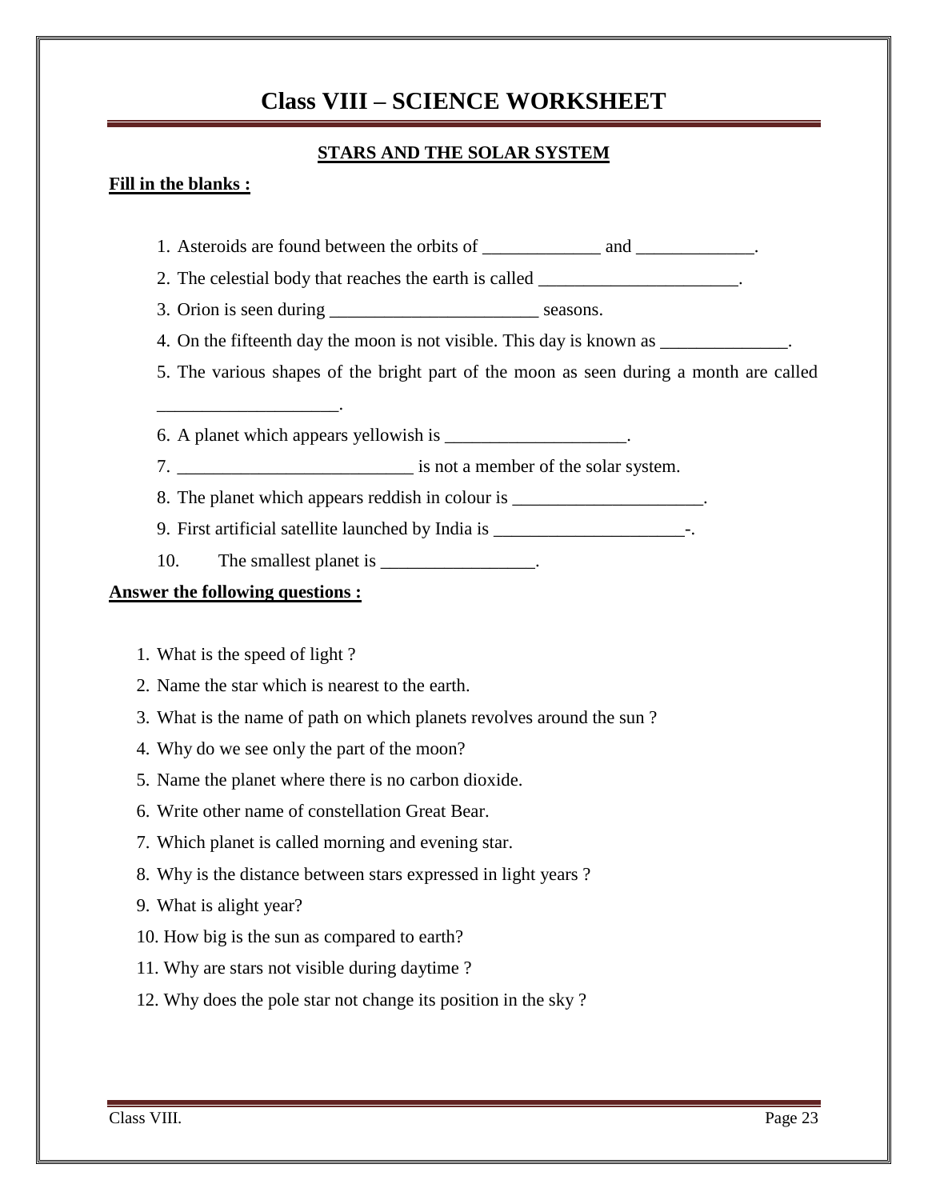# Class VIII – SCIENCE WORKSHEET

## STARS AND THE SOLAR SYSTEM

**Fill in the blanks :**

1. Asteroids are found between the orbits of _____________ and _____________.
2. The celestial body that reaches the earth is called ______________________.
3. Orion is seen during _______________________ seasons.
4. On the fifteenth day the moon is not visible. This day is known as ______________.
5. The various shapes of the bright part of the moon as seen during a month are called ____________________.
6. A planet which appears yellowish is ____________________.
7. __________________________ is not a member of the solar system.
8. The planet which appears reddish in colour is _____________________.
9. First artificial satellite launched by India is _____________________-.
10. The smallest planet is _________________.

**Answer the following questions :**

1. What is the speed of light ?
2. Name the star which is nearest to the earth.
3. What is the name of path on which planets revolves around the sun ?
4. Why do we see only the part of the moon?
5. Name the planet where there is no carbon dioxide.
6. Write other name of constellation Great Bear.
7. Which planet is called morning and evening star.
8. Why is the distance between stars expressed in light years ?
9. What is alight year?
10. How big is the sun as compared to earth?
11. Why are stars not visible during daytime ?
12. Why does the pole star not change its position in the sky ?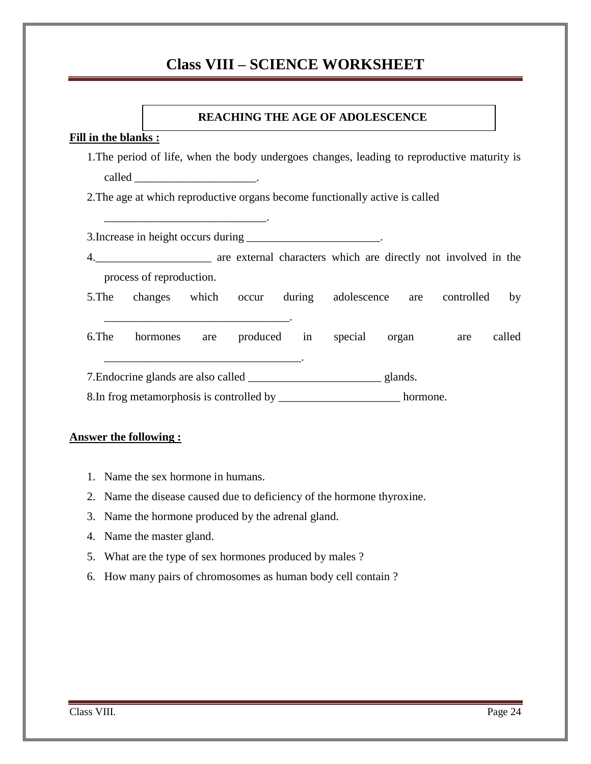# Class VIII – SCIENCE WORKSHEET

## REACHING THE AGE OF ADOLESCENCE

**Fill in the blanks :**

1. The period of life, when the body undergoes changes, leading to reproductive maturity is called _____________________.
2. The age at which reproductive organs become functionally active is called ____________________________.
3. Increase in height occurs during _______________________.
4. ____________________ are external characters which are directly not involved in the process of reproduction.
5. The changes which occur during adolescence are controlled by ________________________________.
6. The hormones are produced in special organ are called __________________________________.
7. Endocrine glands are also called _______________________ glands.
8. In frog metamorphosis is controlled by _____________________ hormone.

**Answer the following :**

1. Name the sex hormone in humans.
2. Name the disease caused due to deficiency of the hormone thyroxine.
3. Name the hormone produced by the adrenal gland.
4. Name the master gland.
5. What are the type of sex hormones produced by males ?
6. How many pairs of chromosomes as human body cell contain ?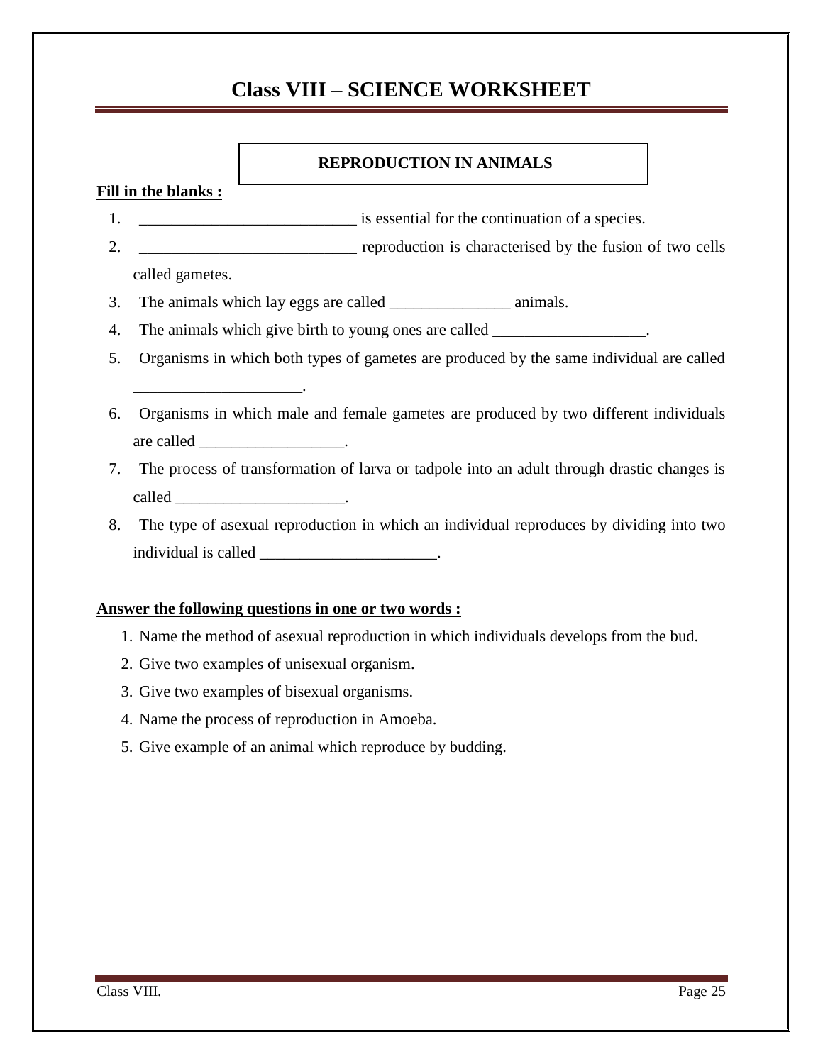# Class VIII – SCIENCE WORKSHEET

## REPRODUCTION IN ANIMALS

**Fill in the blanks :**

1. ___________________________ is essential for the continuation of a species.
2. ___________________________ reproduction is characterised by the fusion of two cells called gametes.
3. The animals which lay eggs are called _______________ animals.
4. The animals which give birth to young ones are called ___________________.
5. Organisms in which both types of gametes are produced by the same individual are called _____________________.
6. Organisms in which male and female gametes are produced by two different individuals are called __________________.
7. The process of transformation of larva or tadpole into an adult through drastic changes is called _____________________.
8. The type of asexual reproduction in which an individual reproduces by dividing into two individual is called ______________________.

**Answer the following questions in one or two words :**

1. Name the method of asexual reproduction in which individuals develops from the bud.
2. Give two examples of unisexual organism.
3. Give two examples of bisexual organisms.
4. Name the process of reproduction in Amoeba.
5. Give example of an animal which reproduce by budding.